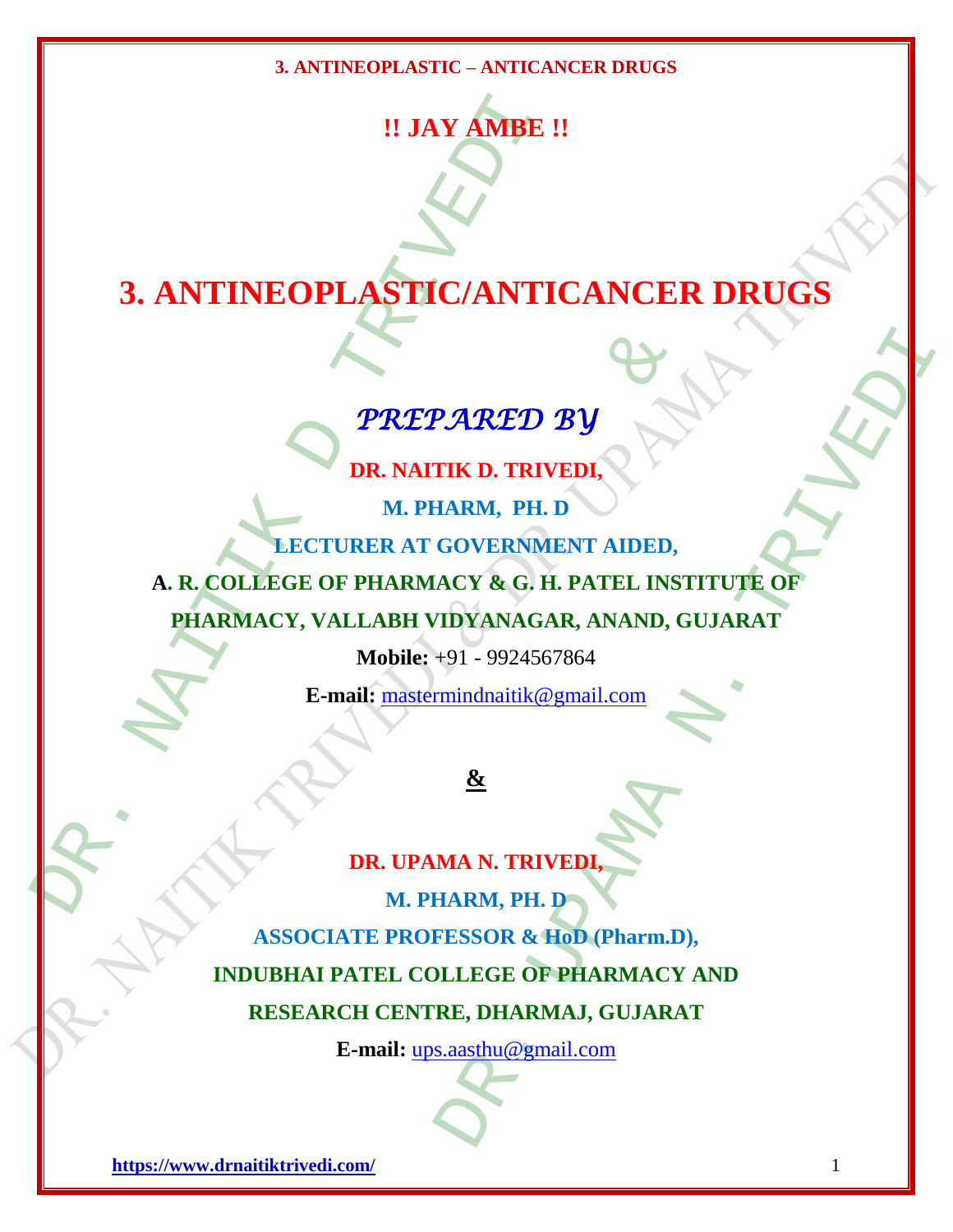**!! JAY AMBE !!**

# 3. ANTINEOPLASTIC/ANTICANCER DRUGS

## *PREPARED BY*

**DR. NAITIK D. TRIVEDI,**

**M. PHARM, PH. D**

**LECTURER AT GOVERNMENT AIDED,**

**A. R. COLLEGE OF PHARMACY & G. H. PATEL INSTITUTE OF PHARMACY, VALLABH VIDYANAGAR, ANAND, GUJARAT**

**Mobile:** +91 - 9924567864

**E-mail:** mastermindnaitik@gmail.com

**&**

**DR. UPAMA N. TRIVEDI,**

**M. PHARM, PH. D**

**ASSOCIATE PROFESSOR & HoD (Pharm.D),**

**INDUBHAI PATEL COLLEGE OF PHARMACY AND RESEARCH CENTRE, DHARMAJ, GUJARAT**

**E-mail:** ups.aasthu@gmail.com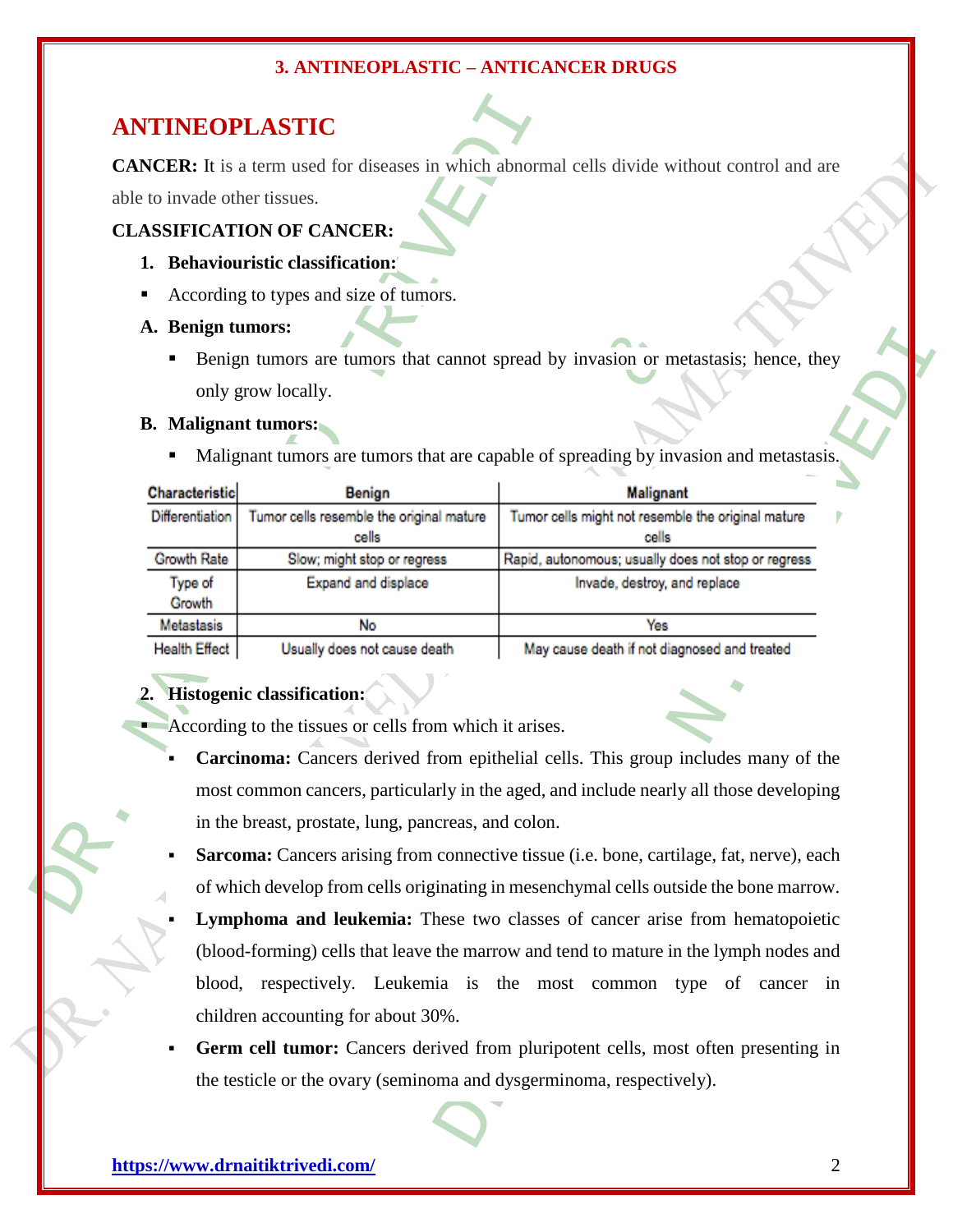## ANTINEOPLASTIC

**CANCER:** It is a term used for diseases in which abnormal cells divide without control and are able to invade other tissues.

**CLASSIFICATION OF CANCER:**

1. **Behaviouristic classification:**

- According to types and size of tumors.

**A. Benign tumors:**

- Benign tumors are tumors that cannot spread by invasion or metastasis; hence, they only grow locally.

**B. Malignant tumors:**

- Malignant tumors are tumors that are capable of spreading by invasion and metastasis.

| Characteristic | Benign | Malignant |
|---|---|---|
| Differentiation | Tumor cells resemble the original mature cells | Tumor cells might not resemble the original mature cells |
| Growth Rate | Slow; might stop or regress | Rapid, autonomous; usually does not stop or regress |
| Type of Growth | Expand and displace | Invade, destroy, and replace |
| Metastasis | No | Yes |
| Health Effect | Usually does not cause death | May cause death if not diagnosed and treated |

2. **Histogenic classification:**

- According to the tissues or cells from which it arises.
  - **Carcinoma:** Cancers derived from epithelial cells. This group includes many of the most common cancers, particularly in the aged, and include nearly all those developing in the breast, prostate, lung, pancreas, and colon.
  - **Sarcoma:** Cancers arising from connective tissue (i.e. bone, cartilage, fat, nerve), each of which develop from cells originating in mesenchymal cells outside the bone marrow.
  - **Lymphoma and leukemia:** These two classes of cancer arise from hematopoietic (blood-forming) cells that leave the marrow and tend to mature in the lymph nodes and blood, respectively. Leukemia is the most common type of cancer in children accounting for about 30%.
  - **Germ cell tumor:** Cancers derived from pluripotent cells, most often presenting in the testicle or the ovary (seminoma and dysgerminoma, respectively).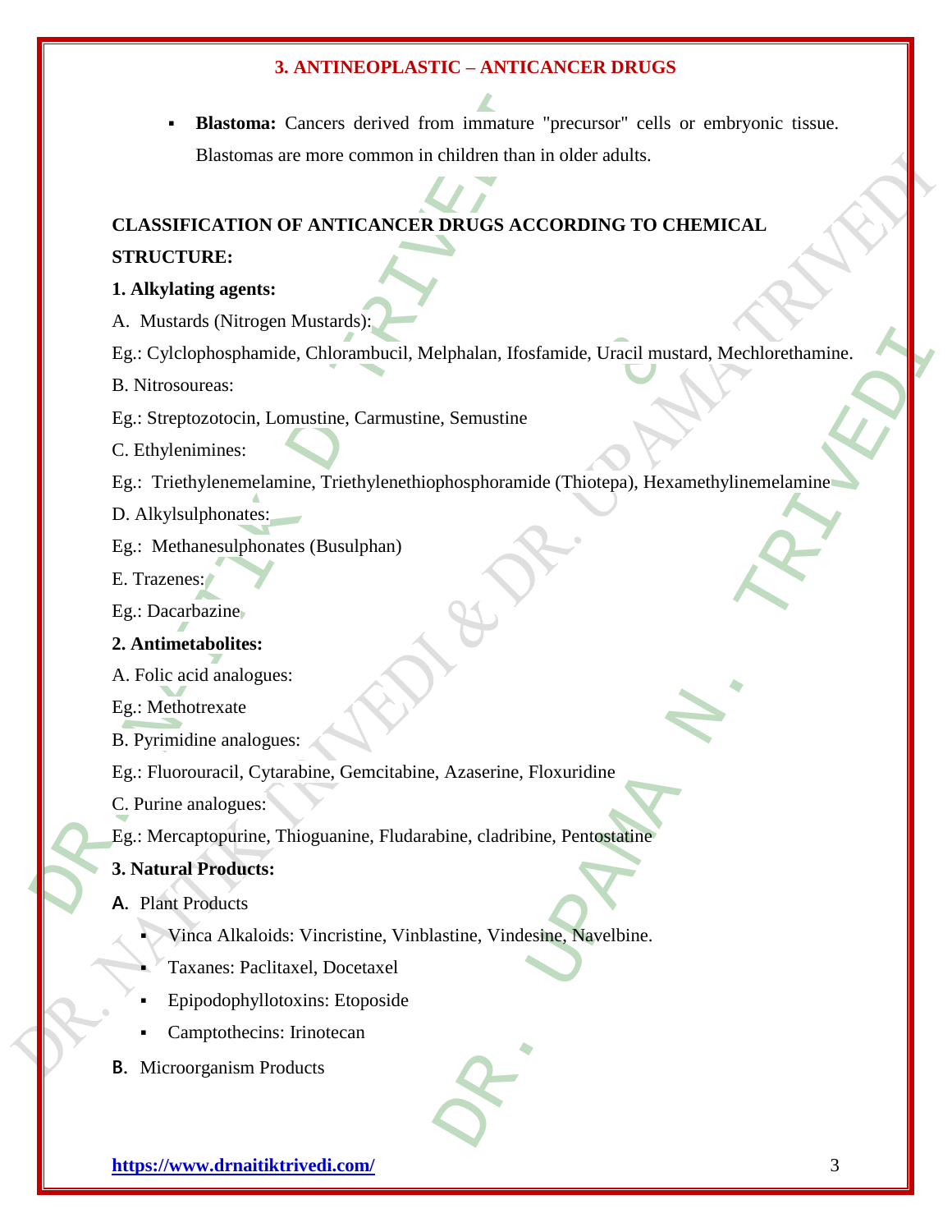## 3. ANTINEOPLASTIC – ANTICANCER DRUGS

- **Blastoma:** Cancers derived from immature "precursor" cells or embryonic tissue. Blastomas are more common in children than in older adults.

**CLASSIFICATION OF ANTICANCER DRUGS ACCORDING TO CHEMICAL STRUCTURE:**

**1. Alkylating agents:**

A. Mustards (Nitrogen Mustards):

Eg.: Cylclophosphamide, Chlorambucil, Melphalan, Ifosfamide, Uracil mustard, Mechlorethamine.

B. Nitrosoureas:

Eg.: Streptozotocin, Lomustine, Carmustine, Semustine

C. Ethylenimines:

Eg.: Triethylenemelamine, Triethylenethiophosphoramide (Thiotepa), Hexamethylinemelamine

D. Alkylsulphonates:

Eg.: Methanesulphonates (Busulphan)

E. Trazenes:

Eg.: Dacarbazine

**2. Antimetabolites:**

A. Folic acid analogues:

Eg.: Methotrexate

B. Pyrimidine analogues:

Eg.: Fluorouracil, Cytarabine, Gemcitabine, Azaserine, Floxuridine

C. Purine analogues:

Eg.: Mercaptopurine, Thioguanine, Fludarabine, cladribine, Pentostatine

**3. Natural Products:**

**A.** Plant Products

- Vinca Alkaloids: Vincristine, Vinblastine, Vindesine, Navelbine.
- Taxanes: Paclitaxel, Docetaxel
- Epipodophyllotoxins: Etoposide
- Camptothecins: Irinotecan

**B.** Microorganism Products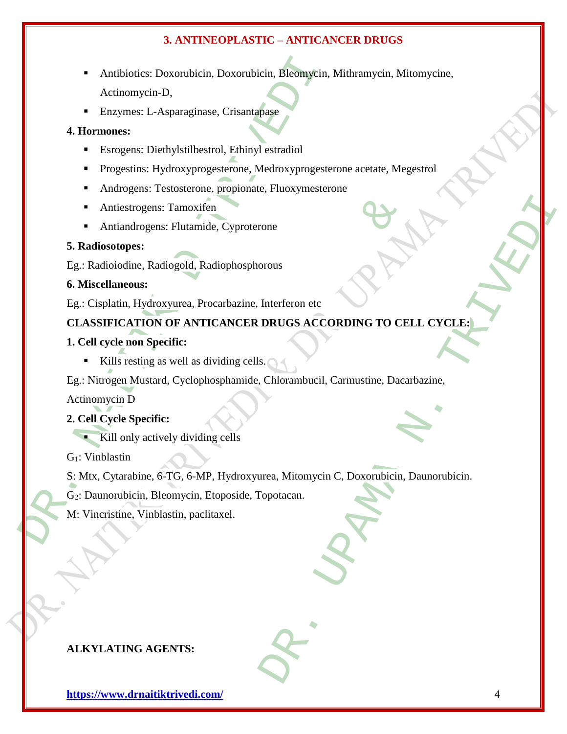## 3. ANTINEOPLASTIC – ANTICANCER DRUGS

- Antibiotics: Doxorubicin, Doxorubicin, Bleomycin, Mithramycin, Mitomycine, Actinomycin-D,
- Enzymes: L-Asparaginase, Crisantapase

**4. Hormones:**

- Esrogens: Diethylstilbestrol, Ethinyl estradiol
- Progestins: Hydroxyprogesterone, Medroxyprogesterone acetate, Megestrol
- Androgens: Testosterone, propionate, Fluoxymesterone
- Antiestrogens: Tamoxifen
- Antiandrogens: Flutamide, Cyproterone

**5. Radiosotopes:**

Eg.: Radioiodine, Radiogold, Radiophosphorous

**6. Miscellaneous:**

Eg.: Cisplatin, Hydroxyurea, Procarbazine, Interferon etc

**CLASSIFICATION OF ANTICANCER DRUGS ACCORDING TO CELL CYCLE:**

**1. Cell cycle non Specific:**

- Kills resting as well as dividing cells.

Eg.: Nitrogen Mustard, Cyclophosphamide, Chlorambucil, Carmustine, Dacarbazine, Actinomycin D

**2. Cell Cycle Specific:**

- Kill only actively dividing cells

$G_1$: Vinblastin

S: Mtx, Cytarabine, 6-TG, 6-MP, Hydroxyurea, Mitomycin C, Doxorubicin, Daunorubicin.

$G_2$: Daunorubicin, Bleomycin, Etoposide, Topotacan.

M: Vincristine, Vinblastin, paclitaxel.

**ALKYLATING AGENTS:**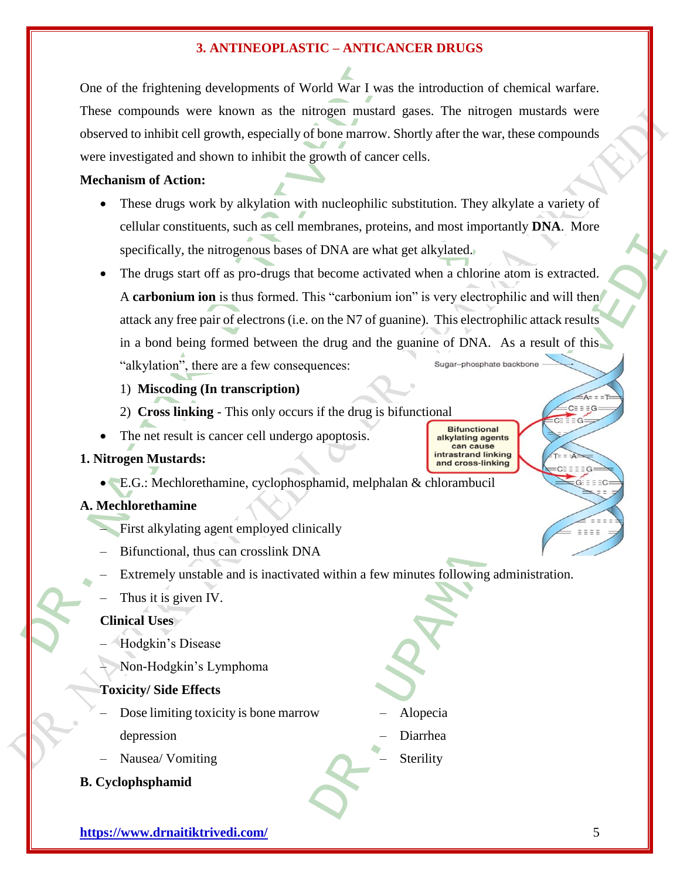## 3. ANTINEOPLASTIC – ANTICANCER DRUGS

One of the frightening developments of World War I was the introduction of chemical warfare. These compounds were known as the nitrogen mustard gases. The nitrogen mustards were observed to inhibit cell growth, especially of bone marrow. Shortly after the war, these compounds were investigated and shown to inhibit the growth of cancer cells.

**Mechanism of Action:**

- These drugs work by alkylation with nucleophilic substitution. They alkylate a variety of cellular constituents, such as cell membranes, proteins, and most importantly **DNA**. More specifically, the nitrogenous bases of DNA are what get alkylated.
- The drugs start off as pro-drugs that become activated when a chlorine atom is extracted. A **carbonium ion** is thus formed. This "carbonium ion" is very electrophilic and will then attack any free pair of electrons (i.e. on the N7 of guanine). This electrophilic attack results in a bond being formed between the drug and the guanine of DNA. As a result of this "alkylation", there are a few consequences:
  1) **Miscoding (In transcription)**
  2) **Cross linking** - This only occurs if the drug is bifunctional
- The net result is cancer cell undergo apoptosis.

**1. Nitrogen Mustards:**

- E.G.: Mechlorethamine, cyclophosphamid, melphalan & chlorambucil

**A. Mechlorethamine**

- First alkylating agent employed clinically
- Bifunctional, thus can crosslink DNA
- Extremely unstable and is inactivated within a few minutes following administration.
- Thus it is given IV.

**Clinical Uses**

- Hodgkin's Disease
- Non-Hodgkin's Lymphoma

**Toxicity/ Side Effects**

- Dose limiting toxicity is bone marrow depression
- Nausea/ Vomiting
- Alopecia
- Diarrhea
- Sterility

**B. Cyclophsphamid**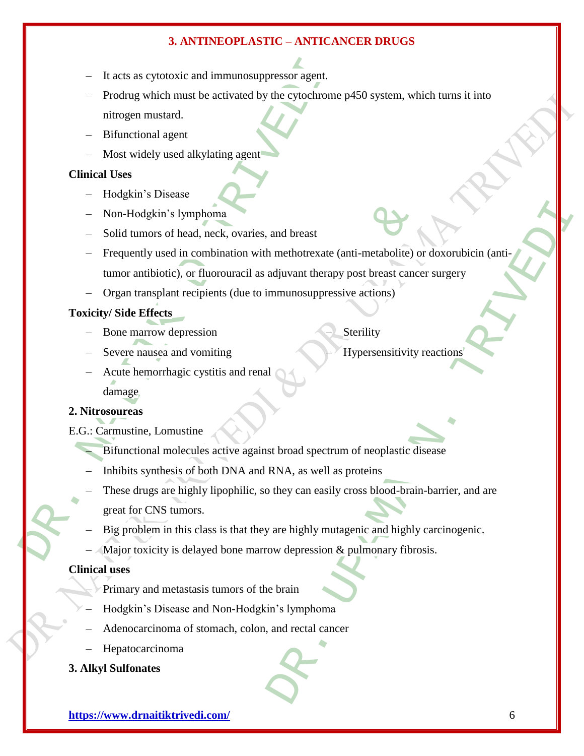- It acts as cytotoxic and immunosuppressor agent.
- Prodrug which must be activated by the cytochrome p450 system, which turns it into nitrogen mustard.
- Bifunctional agent
- Most widely used alkylating agent

**Clinical Uses**

- Hodgkin's Disease
- Non-Hodgkin's lymphoma
- Solid tumors of head, neck, ovaries, and breast
- Frequently used in combination with methotrexate (anti-metabolite) or doxorubicin (anti-tumor antibiotic), or fluorouracil as adjuvant therapy post breast cancer surgery
- Organ transplant recipients (due to immunosuppressive actions)

**Toxicity/ Side Effects**

- Bone marrow depression
- Severe nausea and vomiting
- Acute hemorrhagic cystitis and renal damage
- Sterility
- Hypersensitivity reactions

**2. Nitrosoureas**

E.G.: Carmustine, Lomustine

- Bifunctional molecules active against broad spectrum of neoplastic disease
- Inhibits synthesis of both DNA and RNA, as well as proteins
- These drugs are highly lipophilic, so they can easily cross blood-brain-barrier, and are great for CNS tumors.
- Big problem in this class is that they are highly mutagenic and highly carcinogenic.
- Major toxicity is delayed bone marrow depression & pulmonary fibrosis.

**Clinical uses**

- Primary and metastasis tumors of the brain
- Hodgkin's Disease and Non-Hodgkin's lymphoma
- Adenocarcinoma of stomach, colon, and rectal cancer
- Hepatocarcinoma

**3. Alkyl Sulfonates**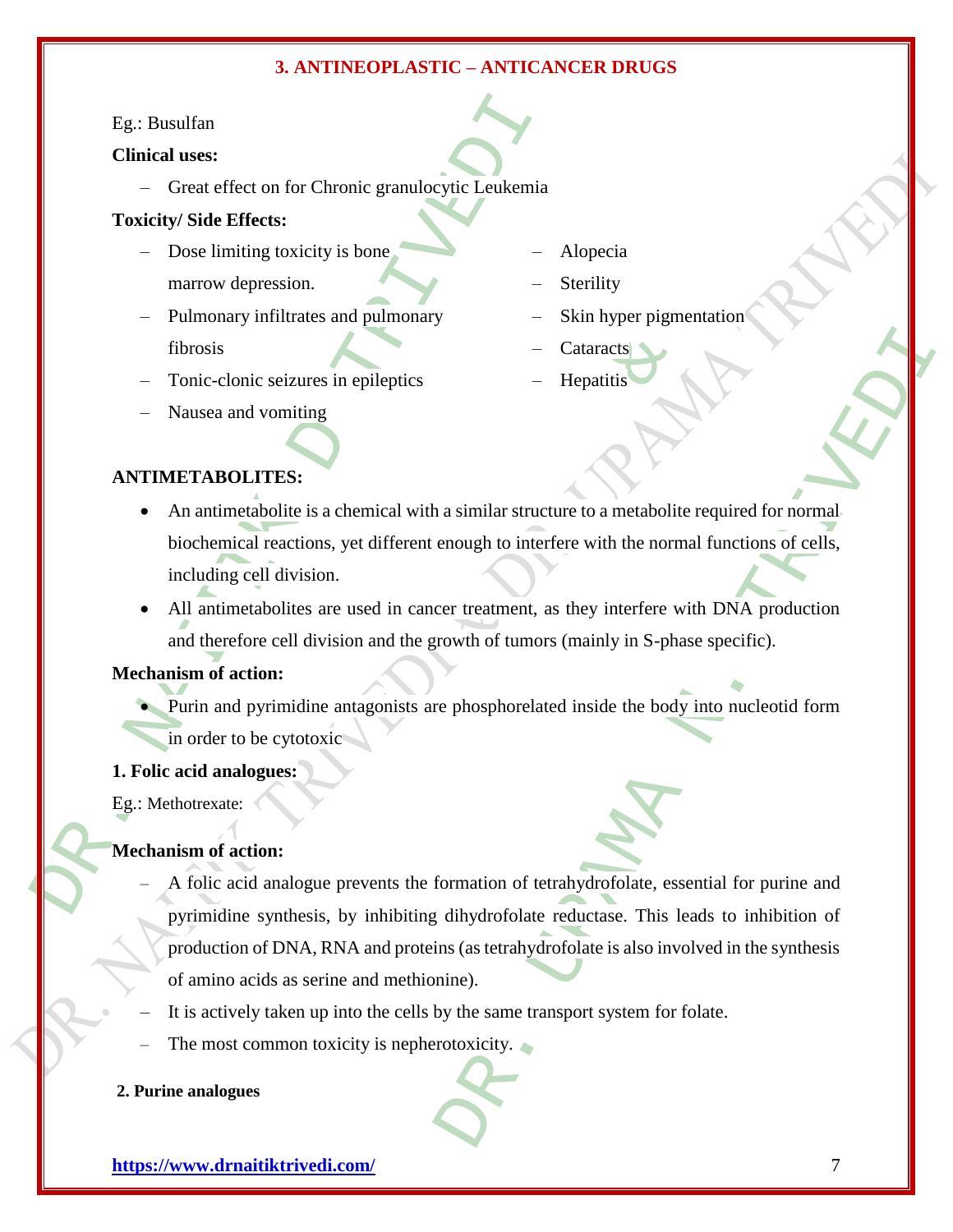## 3. ANTINEOPLASTIC – ANTICANCER DRUGS

Eg.: Busulfan

**Clinical uses:**

- Great effect on for Chronic granulocytic Leukemia

**Toxicity/ Side Effects:**

- Dose limiting toxicity is bone marrow depression.
- Pulmonary infiltrates and pulmonary fibrosis
- Tonic-clonic seizures in epileptics
- Nausea and vomiting
- Alopecia
- Sterility
- Skin hyper pigmentation
- Cataracts
- Hepatitis

**ANTIMETABOLITES:**

- An antimetabolite is a chemical with a similar structure to a metabolite required for normal biochemical reactions, yet different enough to interfere with the normal functions of cells, including cell division.
- All antimetabolites are used in cancer treatment, as they interfere with DNA production and therefore cell division and the growth of tumors (mainly in S-phase specific).

**Mechanism of action:**

- Purin and pyrimidine antagonists are phosphorelated inside the body into nucleotid form in order to be cytotoxic

**1. Folic acid analogues:**

Eg.: Methotrexate:

**Mechanism of action:**

- A folic acid analogue prevents the formation of tetrahydrofolate, essential for purine and pyrimidine synthesis, by inhibiting dihydrofolate reductase. This leads to inhibition of production of DNA, RNA and proteins (as tetrahydrofolate is also involved in the synthesis of amino acids as serine and methionine).
- It is actively taken up into the cells by the same transport system for folate.
- The most common toxicity is nepherotoxicity.

**2. Purine analogues**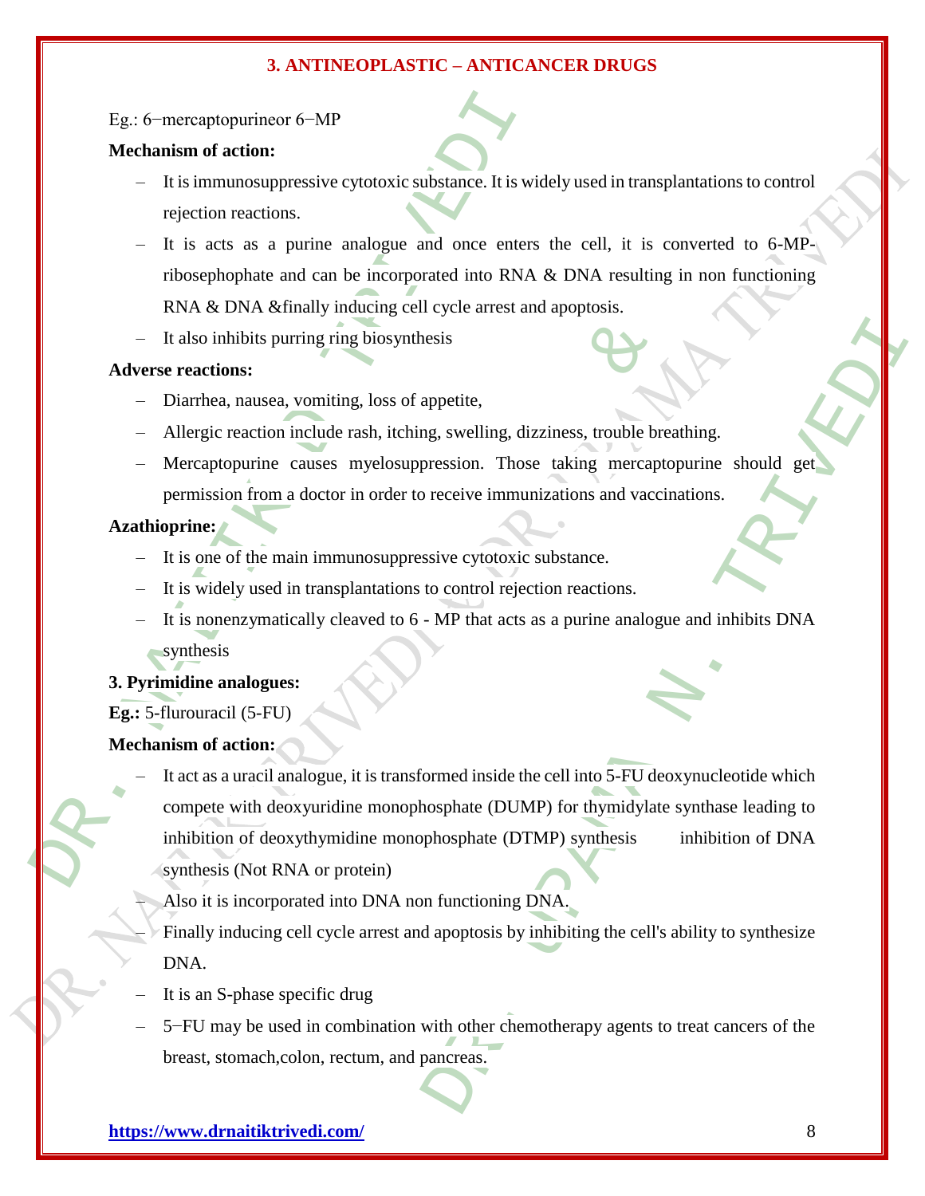### 3. ANTINEOPLASTIC – ANTICANCER DRUGS

Eg.: 6−mercaptopurineor 6−MP

**Mechanism of action:**

- It is immunosuppressive cytotoxic substance. It is widely used in transplantations to control rejection reactions.
- It is acts as a purine analogue and once enters the cell, it is converted to 6-MP-ribosephophate and can be incorporated into RNA & DNA resulting in non functioning RNA & DNA &finally inducing cell cycle arrest and apoptosis.
- It also inhibits purring ring biosynthesis

**Adverse reactions:**

- Diarrhea, nausea, vomiting, loss of appetite,
- Allergic reaction include rash, itching, swelling, dizziness, trouble breathing.
- Mercaptopurine causes myelosuppression. Those taking mercaptopurine should get permission from a doctor in order to receive immunizations and vaccinations.

**Azathioprine:**

- It is one of the main immunosuppressive cytotoxic substance.
- It is widely used in transplantations to control rejection reactions.
- It is nonenzymatically cleaved to 6 - MP that acts as a purine analogue and inhibits DNA synthesis

**3. Pyrimidine analogues:**

**Eg.:** 5-flurouracil (5-FU)

**Mechanism of action:**

- It act as a uracil analogue, it is transformed inside the cell into 5-FU deoxynucleotide which compete with deoxyuridine monophosphate (DUMP) for thymidylate synthase leading to inhibition of deoxythymidine monophosphate (DTMP) synthesis inhibition of DNA synthesis (Not RNA or protein)
- Also it is incorporated into DNA non functioning DNA.
- Finally inducing cell cycle arrest and apoptosis by inhibiting the cell's ability to synthesize DNA.
- It is an S-phase specific drug
- 5−FU may be used in combination with other chemotherapy agents to treat cancers of the breast, stomach,colon, rectum, and pancreas.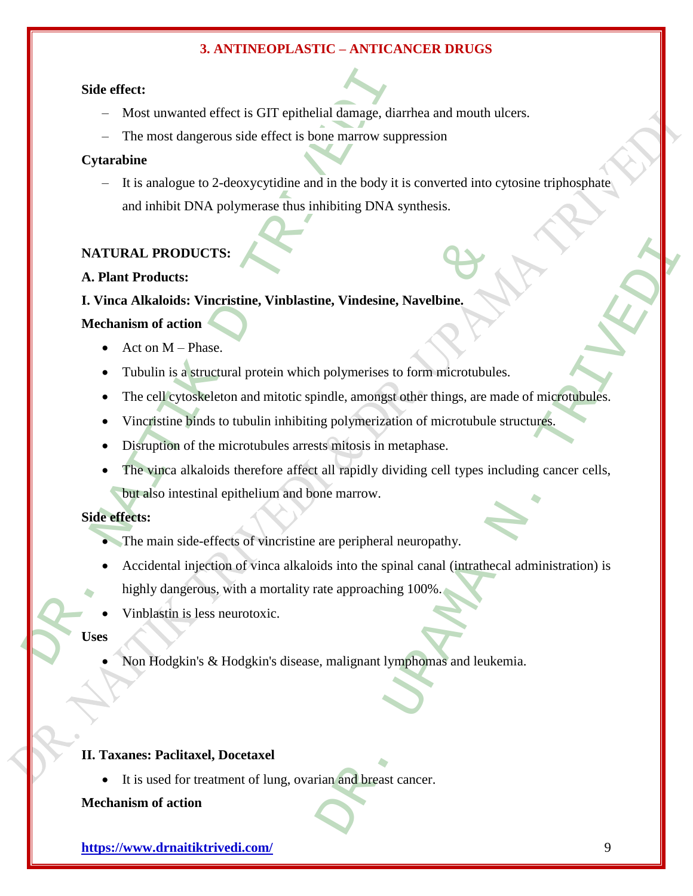**Side effect:**

- Most unwanted effect is GIT epithelial damage, diarrhea and mouth ulcers.
- The most dangerous side effect is bone marrow suppression

**Cytarabine**

- It is analogue to 2-deoxycytidine and in the body it is converted into cytosine triphosphate and inhibit DNA polymerase thus inhibiting DNA synthesis.

**NATURAL PRODUCTS:**

**A. Plant Products:**

**I. Vinca Alkaloids: Vincristine, Vinblastine, Vindesine, Navelbine.**

**Mechanism of action**

- Act on M – Phase.
- Tubulin is a structural protein which polymerises to form microtubules.
- The cell cytoskeleton and mitotic spindle, amongst other things, are made of microtubules.
- Vincristine binds to tubulin inhibiting polymerization of microtubule structures.
- Disruption of the microtubules arrests mitosis in metaphase.
- The vinca alkaloids therefore affect all rapidly dividing cell types including cancer cells, but also intestinal epithelium and bone marrow.

**Side effects:**

- The main side-effects of vincristine are peripheral neuropathy.
- Accidental injection of vinca alkaloids into the spinal canal (intrathecal administration) is highly dangerous, with a mortality rate approaching 100%.
- Vinblastin is less neurotoxic.

**Uses**

- Non Hodgkin's & Hodgkin's disease, malignant lymphomas and leukemia.

**II. Taxanes: Paclitaxel, Docetaxel**

- It is used for treatment of lung, ovarian and breast cancer.

**Mechanism of action**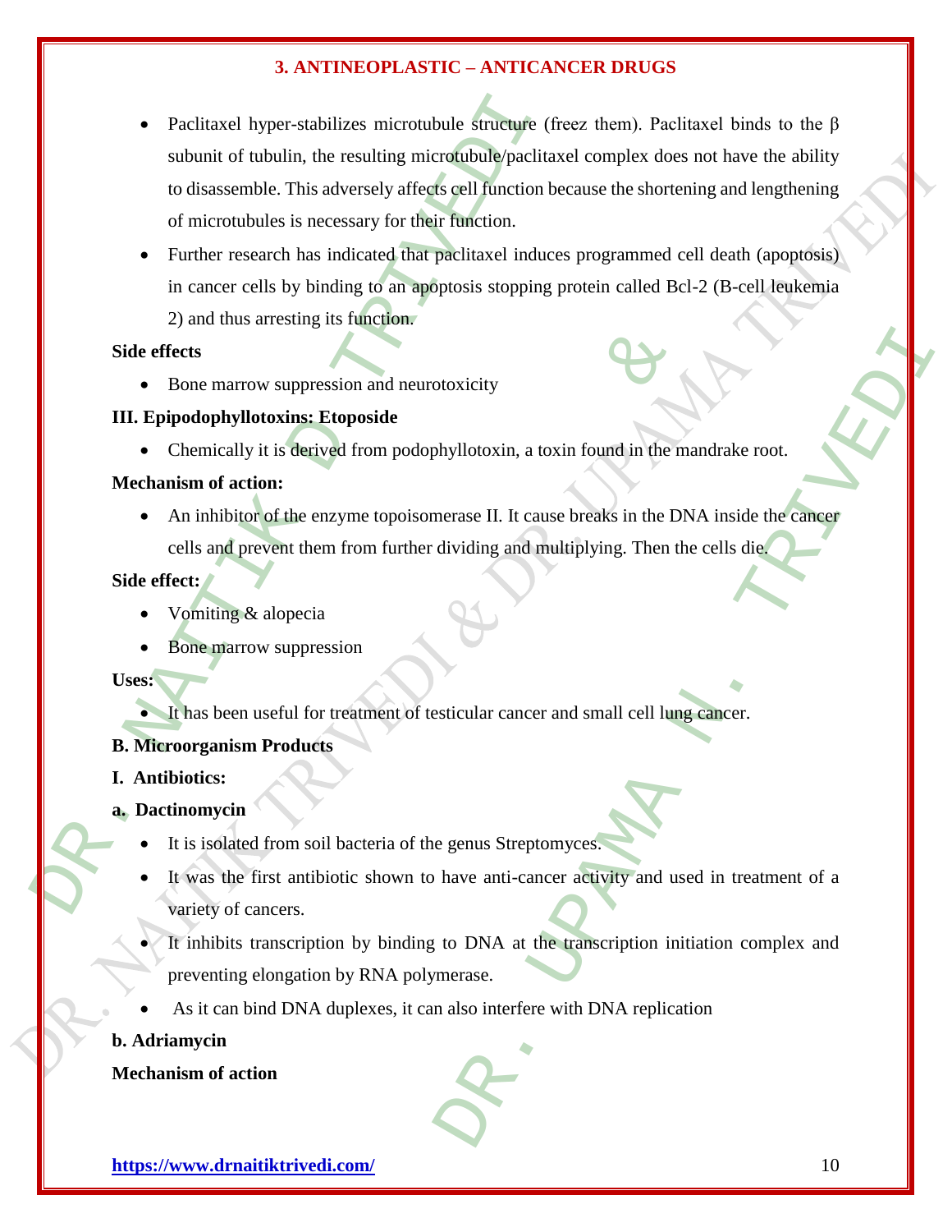- Paclitaxel hyper-stabilizes microtubule structure (freez them). Paclitaxel binds to the β subunit of tubulin, the resulting microtubule/paclitaxel complex does not have the ability to disassemble. This adversely affects cell function because the shortening and lengthening of microtubules is necessary for their function.
- Further research has indicated that paclitaxel induces programmed cell death (apoptosis) in cancer cells by binding to an apoptosis stopping protein called Bcl-2 (B-cell leukemia 2) and thus arresting its function.

**Side effects**

- Bone marrow suppression and neurotoxicity

**III. Epipodophyllotoxins: Etoposide**

- Chemically it is derived from podophyllotoxin, a toxin found in the mandrake root.

**Mechanism of action:**

- An inhibitor of the enzyme topoisomerase II. It cause breaks in the DNA inside the cancer cells and prevent them from further dividing and multiplying. Then the cells die.

**Side effect:**

- Vomiting & alopecia
- Bone marrow suppression

**Uses:**

- It has been useful for treatment of testicular cancer and small cell lung cancer.

**B. Microorganism Products**

**I. Antibiotics:**

**a. Dactinomycin**

- It is isolated from soil bacteria of the genus Streptomyces.
- It was the first antibiotic shown to have anti-cancer activity and used in treatment of a variety of cancers.
- It inhibits transcription by binding to DNA at the transcription initiation complex and preventing elongation by RNA polymerase.
- As it can bind DNA duplexes, it can also interfere with DNA replication

**b. Adriamycin**

**Mechanism of action**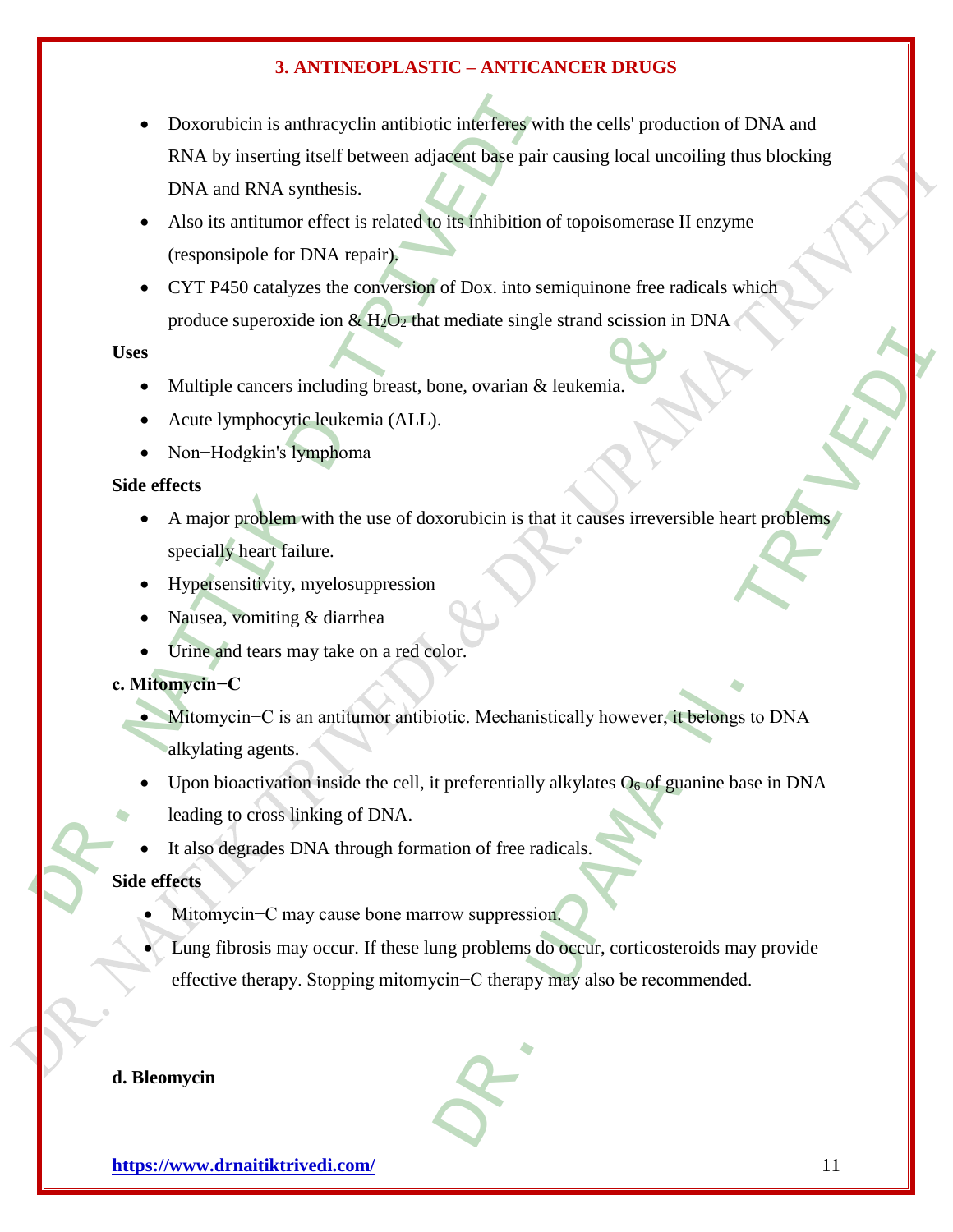- Doxorubicin is anthracyclin antibiotic interferes with the cells' production of DNA and RNA by inserting itself between adjacent base pair causing local uncoiling thus blocking DNA and RNA synthesis.
- Also its antitumor effect is related to its inhibition of topoisomerase II enzyme (responsipole for DNA repair).
- CYT P450 catalyzes the conversion of Dox. into semiquinone free radicals which produce superoxide ion & $H_2O_2$ that mediate single strand scission in DNA

**Uses**

- Multiple cancers including breast, bone, ovarian & leukemia.
- Acute lymphocytic leukemia (ALL).
- Non−Hodgkin's lymphoma

**Side effects**

- A major problem with the use of doxorubicin is that it causes irreversible heart problems specially heart failure.
- Hypersensitivity, myelosuppression
- Nausea, vomiting & diarrhea
- Urine and tears may take on a red color.

**c. Mitomycin−C**

- Mitomycin−C is an antitumor antibiotic. Mechanistically however, it belongs to DNA alkylating agents.
- Upon bioactivation inside the cell, it preferentially alkylates $O_6$ of guanine base in DNA leading to cross linking of DNA.
- It also degrades DNA through formation of free radicals.

**Side effects**

- Mitomycin−C may cause bone marrow suppression.
- Lung fibrosis may occur. If these lung problems do occur, corticosteroids may provide effective therapy. Stopping mitomycin−C therapy may also be recommended.

**d. Bleomycin**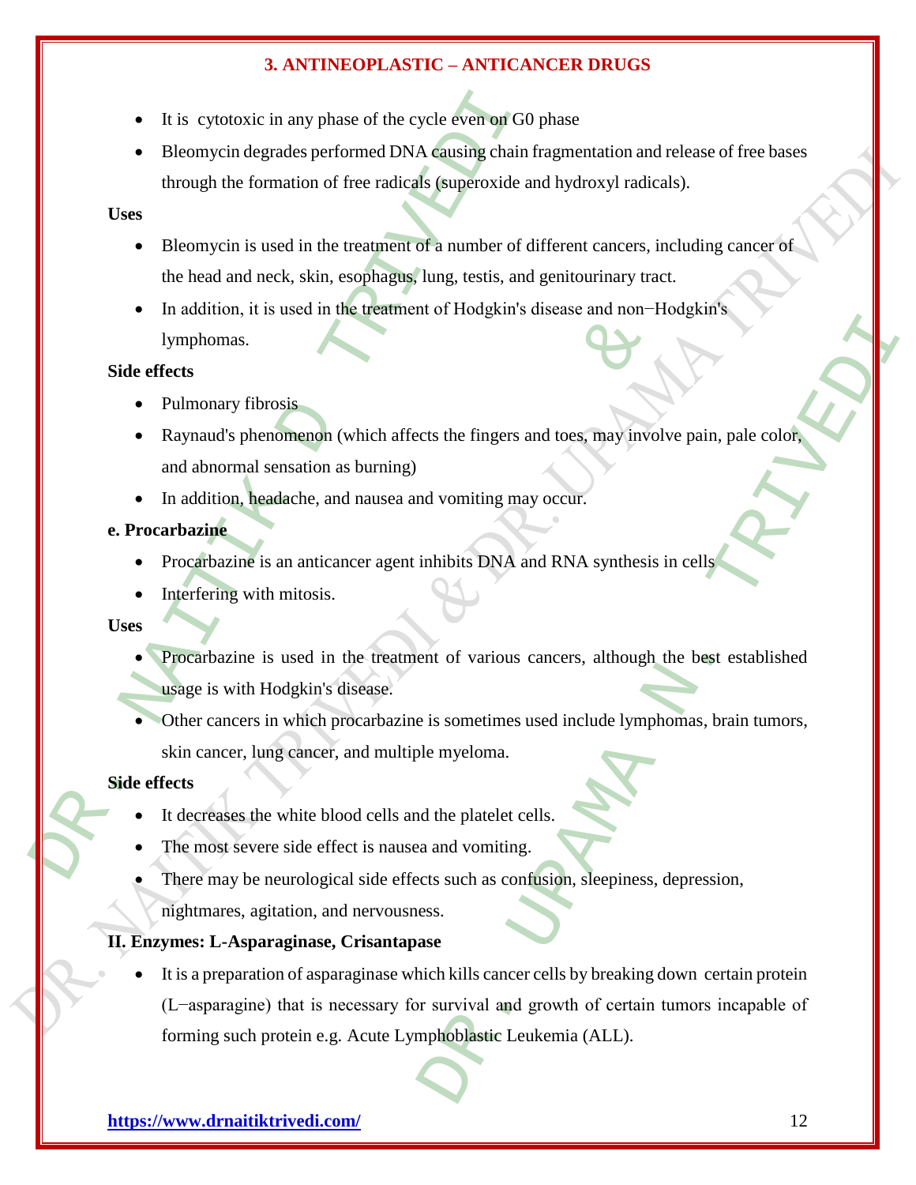- It is cytotoxic in any phase of the cycle even on G0 phase
- Bleomycin degrades performed DNA causing chain fragmentation and release of free bases through the formation of free radicals (superoxide and hydroxyl radicals).

**Uses**

- Bleomycin is used in the treatment of a number of different cancers, including cancer of the head and neck, skin, esophagus, lung, testis, and genitourinary tract.
- In addition, it is used in the treatment of Hodgkin's disease and non−Hodgkin's lymphomas.

**Side effects**

- Pulmonary fibrosis
- Raynaud's phenomenon (which affects the fingers and toes, may involve pain, pale color, and abnormal sensation as burning)
- In addition, headache, and nausea and vomiting may occur.

**e. Procarbazine**

- Procarbazine is an anticancer agent inhibits DNA and RNA synthesis in cells
- Interfering with mitosis.

**Uses**

- Procarbazine is used in the treatment of various cancers, although the best established usage is with Hodgkin's disease.
- Other cancers in which procarbazine is sometimes used include lymphomas, brain tumors, skin cancer, lung cancer, and multiple myeloma.

**Side effects**

- It decreases the white blood cells and the platelet cells.
- The most severe side effect is nausea and vomiting.
- There may be neurological side effects such as confusion, sleepiness, depression, nightmares, agitation, and nervousness.

**II. Enzymes: L-Asparaginase, Crisantapase**

- It is a preparation of asparaginase which kills cancer cells by breaking down certain protein (L−asparagine) that is necessary for survival and growth of certain tumors incapable of forming such protein e.g. Acute Lymphoblastic Leukemia (ALL).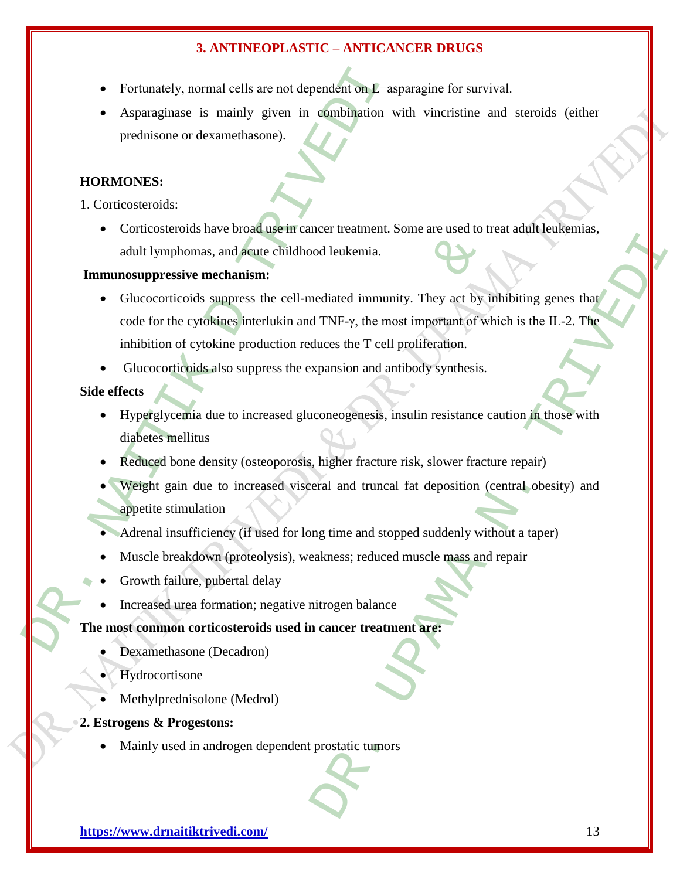- Fortunately, normal cells are not dependent on L−asparagine for survival.
- Asparaginase is mainly given in combination with vincristine and steroids (either prednisone or dexamethasone).

**HORMONES:**

1. Corticosteroids:

- Corticosteroids have broad use in cancer treatment. Some are used to treat adult leukemias, adult lymphomas, and acute childhood leukemia.

**Immunosuppressive mechanism:**

- Glucocorticoids suppress the cell-mediated immunity. They act by inhibiting genes that code for the cytokines interlukin and TNF-γ, the most important of which is the IL-2. The inhibition of cytokine production reduces the T cell proliferation.
- Glucocorticoids also suppress the expansion and antibody synthesis.

**Side effects**

- Hyperglycemia due to increased gluconeogenesis, insulin resistance caution in those with diabetes mellitus
- Reduced bone density (osteoporosis, higher fracture risk, slower fracture repair)
- Weight gain due to increased visceral and truncal fat deposition (central obesity) and appetite stimulation
- Adrenal insufficiency (if used for long time and stopped suddenly without a taper)
- Muscle breakdown (proteolysis), weakness; reduced muscle mass and repair
- Growth failure, pubertal delay
- Increased urea formation; negative nitrogen balance

**The most common corticosteroids used in cancer treatment are:**

- Dexamethasone (Decadron)
- Hydrocortisone
- Methylprednisolone (Medrol)

**2. Estrogens & Progestons:**

- Mainly used in androgen dependent prostatic tumors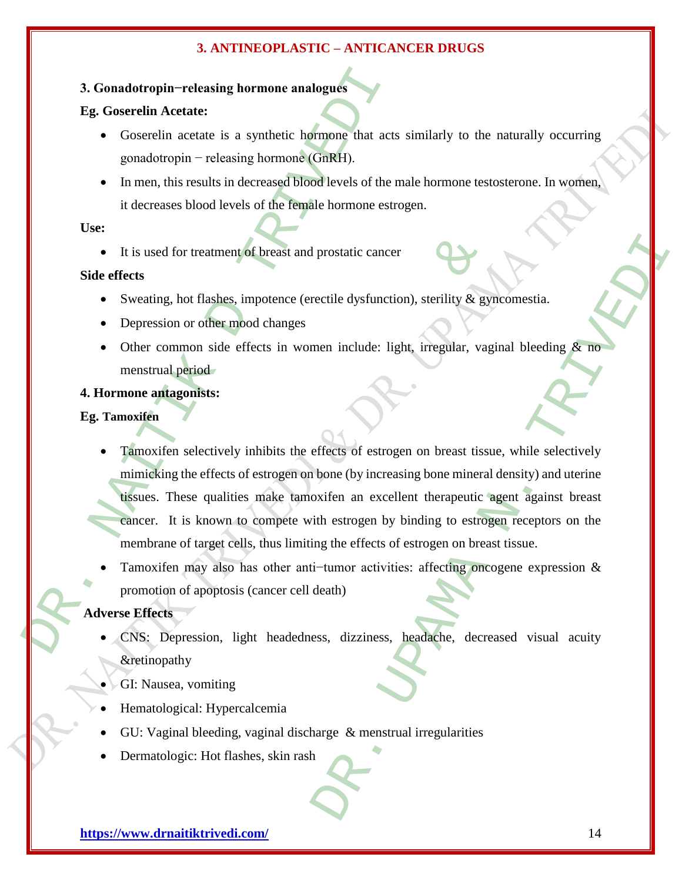## 3. ANTINEOPLASTIC – ANTICANCER DRUGS

**3. Gonadotropin−releasing hormone analogues**

**Eg. Goserelin Acetate:**

- Goserelin acetate is a synthetic hormone that acts similarly to the naturally occurring gonadotropin − releasing hormone (GnRH).
- In men, this results in decreased blood levels of the male hormone testosterone. In women, it decreases blood levels of the female hormone estrogen.

**Use:**

- It is used for treatment of breast and prostatic cancer

**Side effects**

- Sweating, hot flashes, impotence (erectile dysfunction), sterility & gyncomestia.
- Depression or other mood changes
- Other common side effects in women include: light, irregular, vaginal bleeding & no menstrual period

**4. Hormone antagonists:**

**Eg. Tamoxifen**

- Tamoxifen selectively inhibits the effects of estrogen on breast tissue, while selectively mimicking the effects of estrogen on bone (by increasing bone mineral density) and uterine tissues. These qualities make tamoxifen an excellent therapeutic agent against breast cancer. It is known to compete with estrogen by binding to estrogen receptors on the membrane of target cells, thus limiting the effects of estrogen on breast tissue.
- Tamoxifen may also has other anti−tumor activities: affecting oncogene expression & promotion of apoptosis (cancer cell death)

**Adverse Effects**

- CNS: Depression, light headedness, dizziness, headache, decreased visual acuity &retinopathy
- GI: Nausea, vomiting
- Hematological: Hypercalcemia
- GU: Vaginal bleeding, vaginal discharge & menstrual irregularities
- Dermatologic: Hot flashes, skin rash